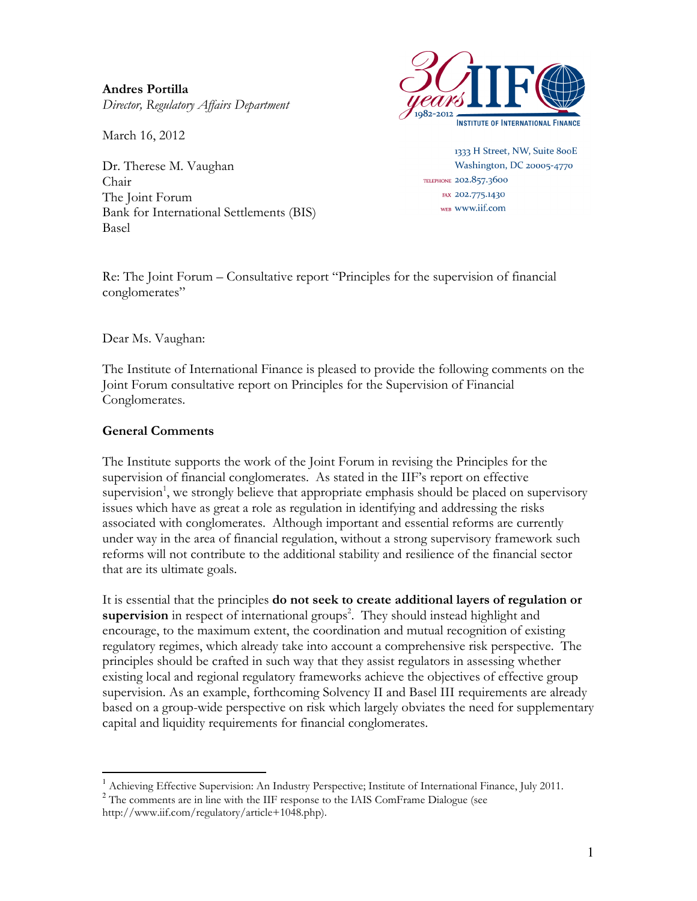**Andres Portilla**
*Director, Regulatory Affairs Department*

1333 H Street, NW, Suite 800E
Washington, DC 20005-4770
TELEPHONE 202.857.3600
FAX 202.775.1430
WEB www.iif.com

March 16, 2012

Dr. Therese M. Vaughan
Chair
The Joint Forum
Bank for International Settlements (BIS)
Basel

Re: The Joint Forum – Consultative report "Principles for the supervision of financial conglomerates"

Dear Ms. Vaughan:

The Institute of International Finance is pleased to provide the following comments on the Joint Forum consultative report on Principles for the Supervision of Financial Conglomerates.

**General Comments**

The Institute supports the work of the Joint Forum in revising the Principles for the supervision of financial conglomerates. As stated in the IIF's report on effective supervision[1], we strongly believe that appropriate emphasis should be placed on supervisory issues which have as great a role as regulation in identifying and addressing the risks associated with conglomerates. Although important and essential reforms are currently under way in the area of financial regulation, without a strong supervisory framework such reforms will not contribute to the additional stability and resilience of the financial sector that are its ultimate goals.

It is essential that the principles **do not seek to create additional layers of regulation or supervision** in respect of international groups[2]. They should instead highlight and encourage, to the maximum extent, the coordination and mutual recognition of existing regulatory regimes, which already take into account a comprehensive risk perspective. The principles should be crafted in such way that they assist regulators in assessing whether existing local and regional regulatory frameworks achieve the objectives of effective group supervision. As an example, forthcoming Solvency II and Basel III requirements are already based on a group-wide perspective on risk which largely obviates the need for supplementary capital and liquidity requirements for financial conglomerates.

[1] Achieving Effective Supervision: An Industry Perspective; Institute of International Finance, July 2011.

[2] The comments are in line with the IIF response to the IAIS ComFrame Dialogue (see http://www.iif.com/regulatory/article+1048.php).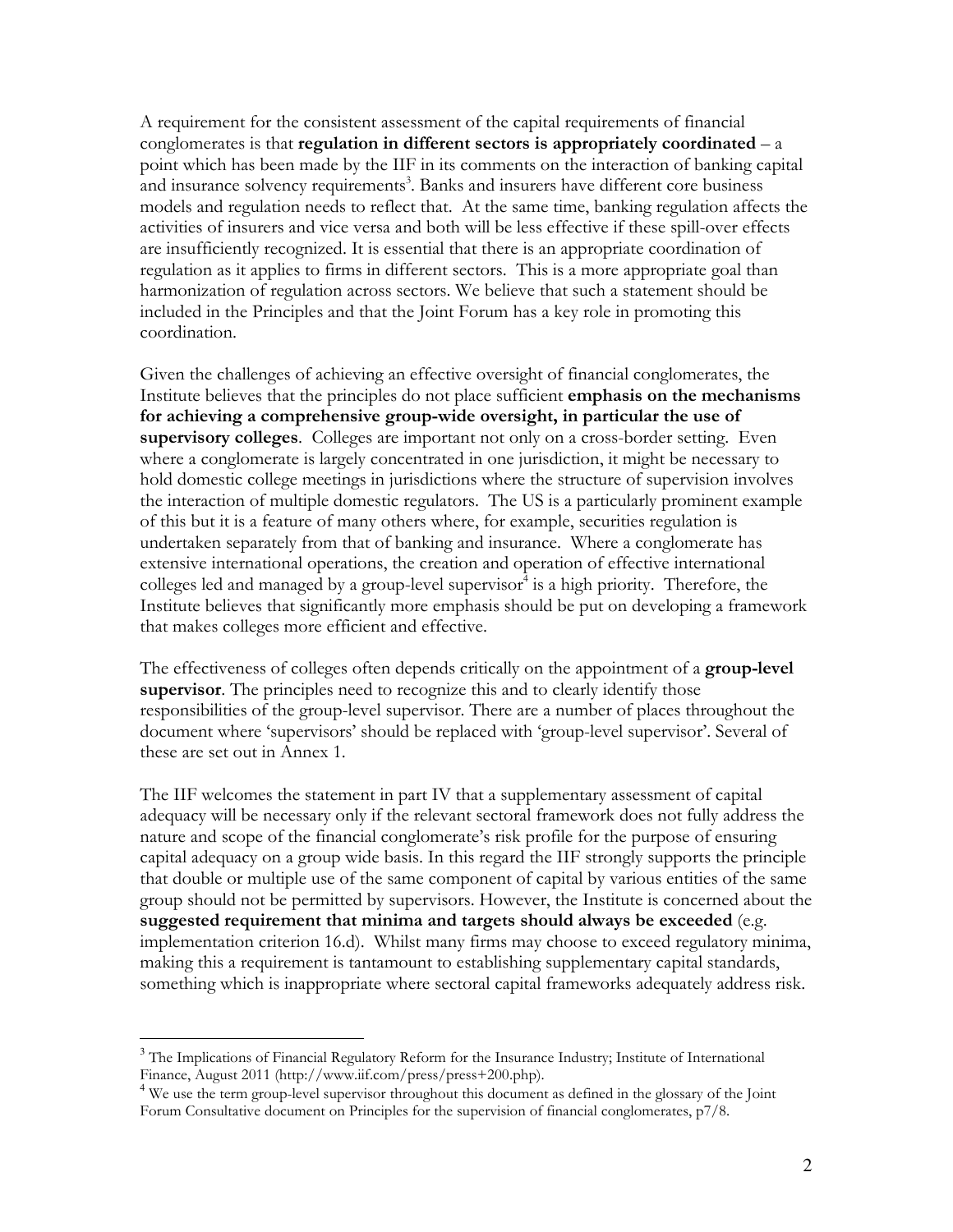A requirement for the consistent assessment of the capital requirements of financial conglomerates is that **regulation in different sectors is appropriately coordinated** – a point which has been made by the IIF in its comments on the interaction of banking capital and insurance solvency requirements[3]. Banks and insurers have different core business models and regulation needs to reflect that. At the same time, banking regulation affects the activities of insurers and vice versa and both will be less effective if these spill-over effects are insufficiently recognized. It is essential that there is an appropriate coordination of regulation as it applies to firms in different sectors. This is a more appropriate goal than harmonization of regulation across sectors. We believe that such a statement should be included in the Principles and that the Joint Forum has a key role in promoting this coordination.

Given the challenges of achieving an effective oversight of financial conglomerates, the Institute believes that the principles do not place sufficient **emphasis on the mechanisms for achieving a comprehensive group-wide oversight, in particular the use of supervisory colleges**. Colleges are important not only on a cross-border setting. Even where a conglomerate is largely concentrated in one jurisdiction, it might be necessary to hold domestic college meetings in jurisdictions where the structure of supervision involves the interaction of multiple domestic regulators. The US is a particularly prominent example of this but it is a feature of many others where, for example, securities regulation is undertaken separately from that of banking and insurance. Where a conglomerate has extensive international operations, the creation and operation of effective international colleges led and managed by a group-level supervisor[4] is a high priority. Therefore, the Institute believes that significantly more emphasis should be put on developing a framework that makes colleges more efficient and effective.

The effectiveness of colleges often depends critically on the appointment of a **group-level supervisor**. The principles need to recognize this and to clearly identify those responsibilities of the group-level supervisor. There are a number of places throughout the document where 'supervisors' should be replaced with 'group-level supervisor'. Several of these are set out in Annex 1.

The IIF welcomes the statement in part IV that a supplementary assessment of capital adequacy will be necessary only if the relevant sectoral framework does not fully address the nature and scope of the financial conglomerate's risk profile for the purpose of ensuring capital adequacy on a group wide basis. In this regard the IIF strongly supports the principle that double or multiple use of the same component of capital by various entities of the same group should not be permitted by supervisors. However, the Institute is concerned about the **suggested requirement that minima and targets should always be exceeded** (e.g. implementation criterion 16.d). Whilst many firms may choose to exceed regulatory minima, making this a requirement is tantamount to establishing supplementary capital standards, something which is inappropriate where sectoral capital frameworks adequately address risk.

---

[3] The Implications of Financial Regulatory Reform for the Insurance Industry; Institute of International Finance, August 2011 (http://www.iif.com/press/press+200.php).

[4] We use the term group-level supervisor throughout this document as defined in the glossary of the Joint Forum Consultative document on Principles for the supervision of financial conglomerates, p7/8.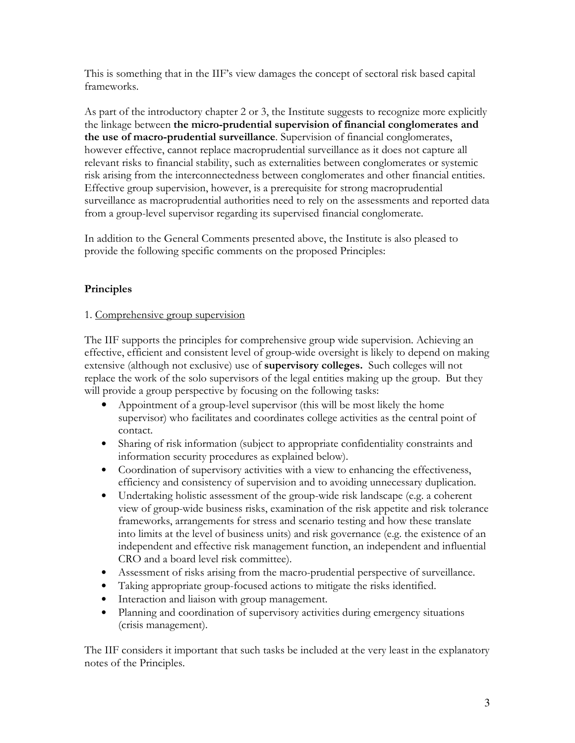This is something that in the IIF's view damages the concept of sectoral risk based capital frameworks.

As part of the introductory chapter 2 or 3, the Institute suggests to recognize more explicitly the linkage between **the micro-prudential supervision of financial conglomerates and the use of macro-prudential surveillance**. Supervision of financial conglomerates, however effective, cannot replace macroprudential surveillance as it does not capture all relevant risks to financial stability, such as externalities between conglomerates or systemic risk arising from the interconnectedness between conglomerates and other financial entities. Effective group supervision, however, is a prerequisite for strong macroprudential surveillance as macroprudential authorities need to rely on the assessments and reported data from a group-level supervisor regarding its supervised financial conglomerate.

In addition to the General Comments presented above, the Institute is also pleased to provide the following specific comments on the proposed Principles:

## Principles

1. <u>Comprehensive group supervision</u>

The IIF supports the principles for comprehensive group wide supervision. Achieving an effective, efficient and consistent level of group-wide oversight is likely to depend on making extensive (although not exclusive) use of **supervisory colleges.** Such colleges will not replace the work of the solo supervisors of the legal entities making up the group. But they will provide a group perspective by focusing on the following tasks:

- Appointment of a group-level supervisor (this will be most likely the home supervisor) who facilitates and coordinates college activities as the central point of contact.
- Sharing of risk information (subject to appropriate confidentiality constraints and information security procedures as explained below).
- Coordination of supervisory activities with a view to enhancing the effectiveness, efficiency and consistency of supervision and to avoiding unnecessary duplication.
- Undertaking holistic assessment of the group-wide risk landscape (e.g. a coherent view of group-wide business risks, examination of the risk appetite and risk tolerance frameworks, arrangements for stress and scenario testing and how these translate into limits at the level of business units) and risk governance (e.g. the existence of an independent and effective risk management function, an independent and influential CRO and a board level risk committee).
- Assessment of risks arising from the macro-prudential perspective of surveillance.
- Taking appropriate group-focused actions to mitigate the risks identified.
- Interaction and liaison with group management.
- Planning and coordination of supervisory activities during emergency situations (crisis management).

The IIF considers it important that such tasks be included at the very least in the explanatory notes of the Principles.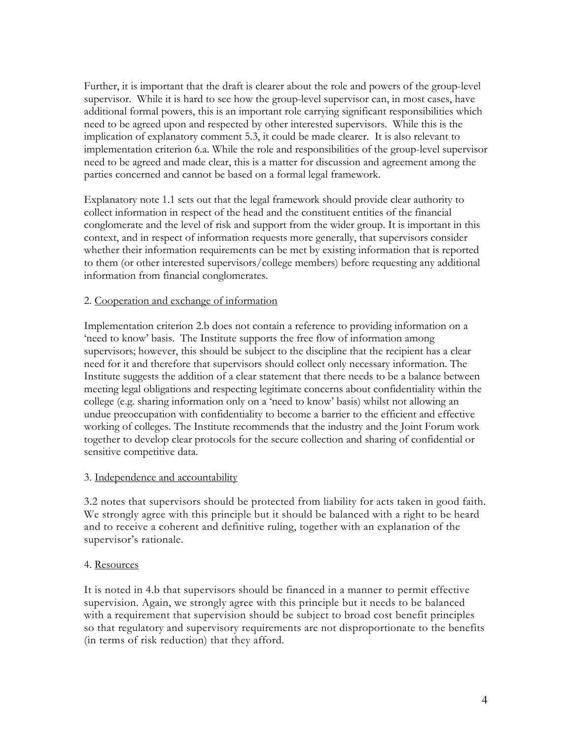Further, it is important that the draft is clearer about the role and powers of the group-level supervisor. While it is hard to see how the group-level supervisor can, in most cases, have additional formal powers, this is an important role carrying significant responsibilities which need to be agreed upon and respected by other interested supervisors. While this is the implication of explanatory comment 5.3, it could be made clearer. It is also relevant to implementation criterion 6.a. While the role and responsibilities of the group-level supervisor need to be agreed and made clear, this is a matter for discussion and agreement among the parties concerned and cannot be based on a formal legal framework.

Explanatory note 1.1 sets out that the legal framework should provide clear authority to collect information in respect of the head and the constituent entities of the financial conglomerate and the level of risk and support from the wider group. It is important in this context, and in respect of information requests more generally, that supervisors consider whether their information requirements can be met by existing information that is reported to them (or other interested supervisors/college members) before requesting any additional information from financial conglomerates.

2. Cooperation and exchange of information

Implementation criterion 2.b does not contain a reference to providing information on a 'need to know' basis. The Institute supports the free flow of information among supervisors; however, this should be subject to the discipline that the recipient has a clear need for it and therefore that supervisors should collect only necessary information. The Institute suggests the addition of a clear statement that there needs to be a balance between meeting legal obligations and respecting legitimate concerns about confidentiality within the college (e.g. sharing information only on a 'need to know' basis) whilst not allowing an undue preoccupation with confidentiality to become a barrier to the efficient and effective working of colleges. The Institute recommends that the industry and the Joint Forum work together to develop clear protocols for the secure collection and sharing of confidential or sensitive competitive data.

3. Independence and accountability

3.2 notes that supervisors should be protected from liability for acts taken in good faith. We strongly agree with this principle but it should be balanced with a right to be heard and to receive a coherent and definitive ruling, together with an explanation of the supervisor's rationale.

4. Resources

It is noted in 4.b that supervisors should be financed in a manner to permit effective supervision. Again, we strongly agree with this principle but it needs to be balanced with a requirement that supervision should be subject to broad cost benefit principles so that regulatory and supervisory requirements are not disproportionate to the benefits (in terms of risk reduction) that they afford.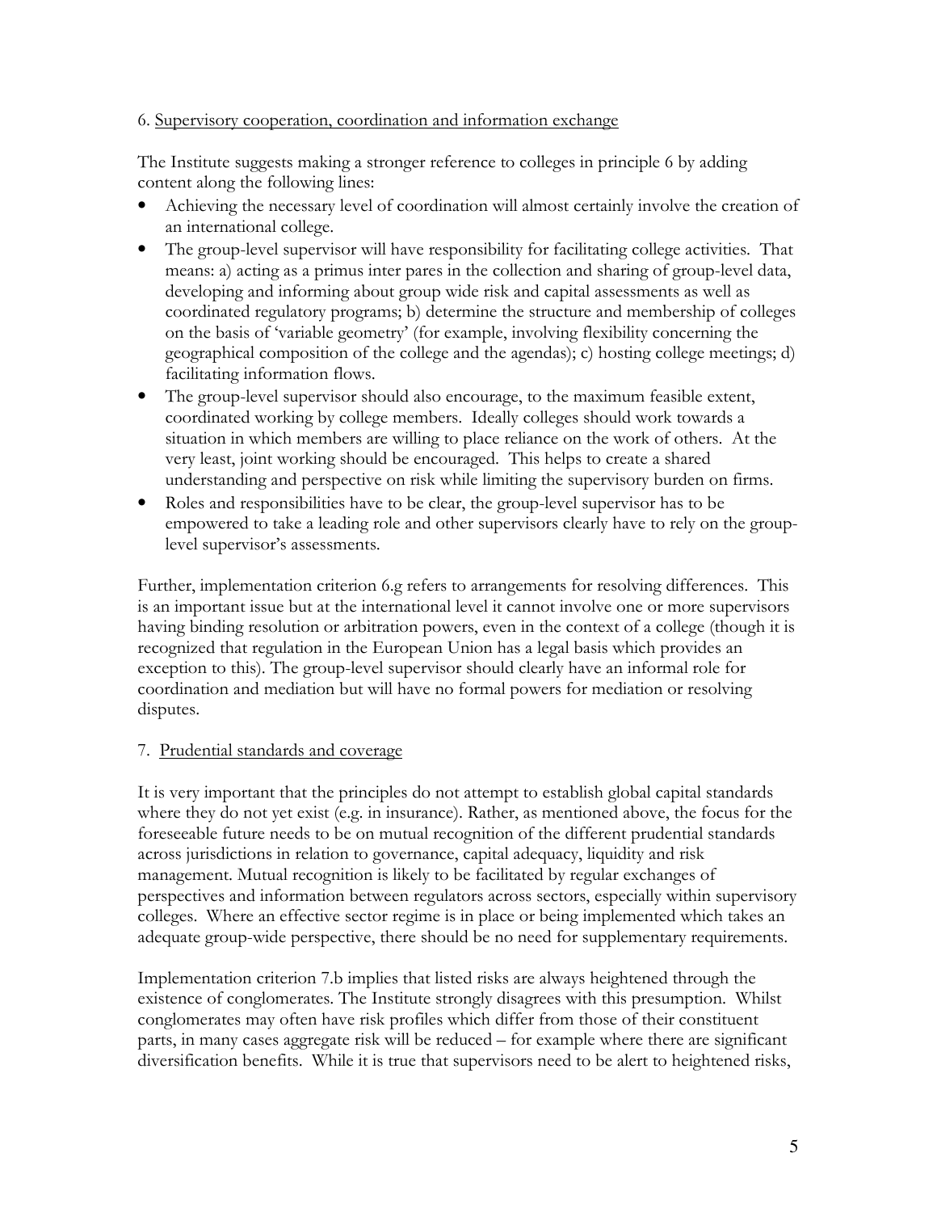6. Supervisory cooperation, coordination and information exchange

The Institute suggests making a stronger reference to colleges in principle 6 by adding content along the following lines:

- Achieving the necessary level of coordination will almost certainly involve the creation of an international college.
- The group-level supervisor will have responsibility for facilitating college activities. That means: a) acting as a primus inter pares in the collection and sharing of group-level data, developing and informing about group wide risk and capital assessments as well as coordinated regulatory programs; b) determine the structure and membership of colleges on the basis of 'variable geometry' (for example, involving flexibility concerning the geographical composition of the college and the agendas); c) hosting college meetings; d) facilitating information flows.
- The group-level supervisor should also encourage, to the maximum feasible extent, coordinated working by college members. Ideally colleges should work towards a situation in which members are willing to place reliance on the work of others. At the very least, joint working should be encouraged. This helps to create a shared understanding and perspective on risk while limiting the supervisory burden on firms.
- Roles and responsibilities have to be clear, the group-level supervisor has to be empowered to take a leading role and other supervisors clearly have to rely on the group-level supervisor's assessments.

Further, implementation criterion 6.g refers to arrangements for resolving differences. This is an important issue but at the international level it cannot involve one or more supervisors having binding resolution or arbitration powers, even in the context of a college (though it is recognized that regulation in the European Union has a legal basis which provides an exception to this). The group-level supervisor should clearly have an informal role for coordination and mediation but will have no formal powers for mediation or resolving disputes.

7. Prudential standards and coverage

It is very important that the principles do not attempt to establish global capital standards where they do not yet exist (e.g. in insurance). Rather, as mentioned above, the focus for the foreseeable future needs to be on mutual recognition of the different prudential standards across jurisdictions in relation to governance, capital adequacy, liquidity and risk management. Mutual recognition is likely to be facilitated by regular exchanges of perspectives and information between regulators across sectors, especially within supervisory colleges. Where an effective sector regime is in place or being implemented which takes an adequate group-wide perspective, there should be no need for supplementary requirements.

Implementation criterion 7.b implies that listed risks are always heightened through the existence of conglomerates. The Institute strongly disagrees with this presumption. Whilst conglomerates may often have risk profiles which differ from those of their constituent parts, in many cases aggregate risk will be reduced – for example where there are significant diversification benefits. While it is true that supervisors need to be alert to heightened risks,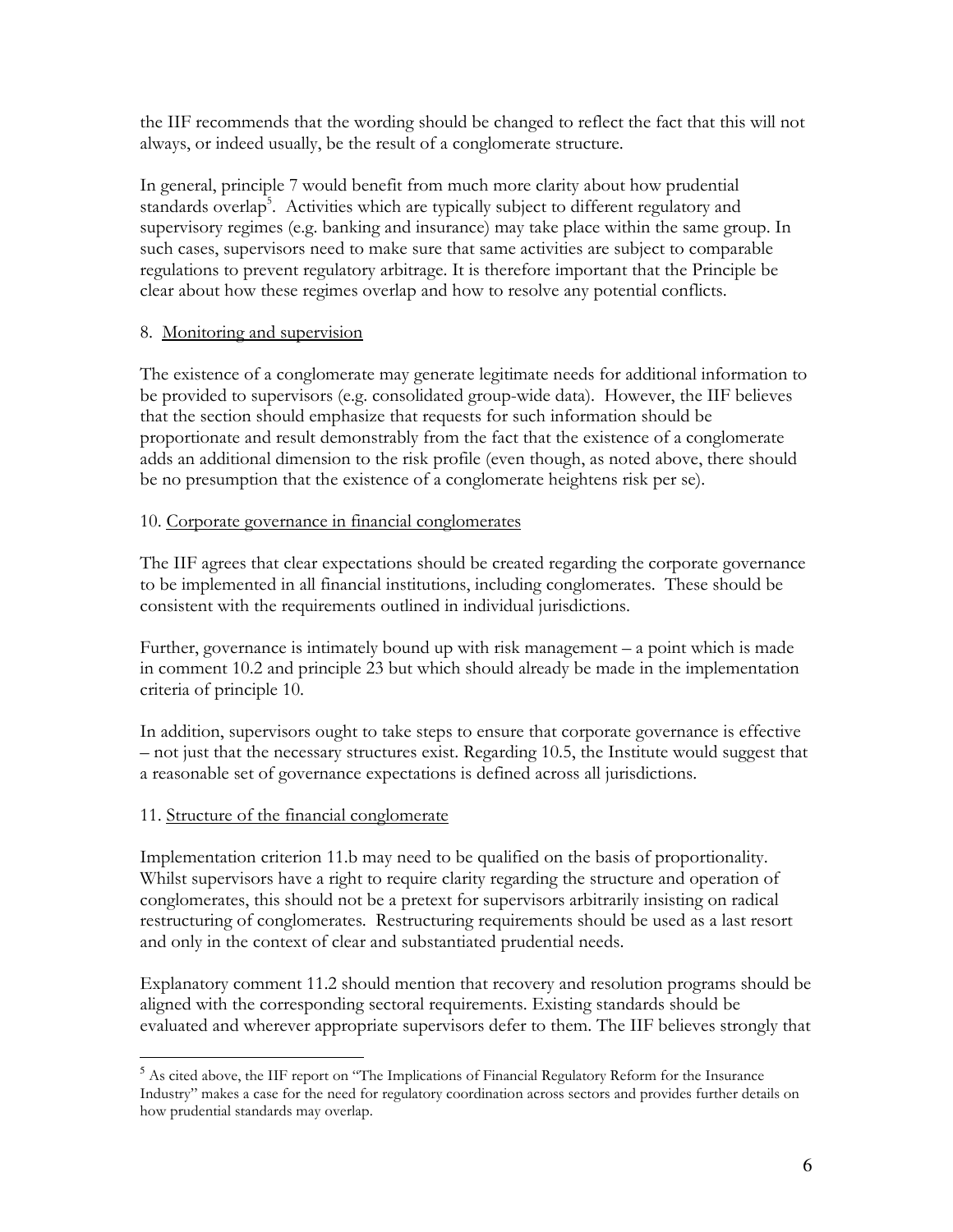the IIF recommends that the wording should be changed to reflect the fact that this will not always, or indeed usually, be the result of a conglomerate structure.

In general, principle 7 would benefit from much more clarity about how prudential standards overlap[5]. Activities which are typically subject to different regulatory and supervisory regimes (e.g. banking and insurance) may take place within the same group. In such cases, supervisors need to make sure that same activities are subject to comparable regulations to prevent regulatory arbitrage. It is therefore important that the Principle be clear about how these regimes overlap and how to resolve any potential conflicts.

8. <u>Monitoring and supervision</u>

The existence of a conglomerate may generate legitimate needs for additional information to be provided to supervisors (e.g. consolidated group-wide data). However, the IIF believes that the section should emphasize that requests for such information should be proportionate and result demonstrably from the fact that the existence of a conglomerate adds an additional dimension to the risk profile (even though, as noted above, there should be no presumption that the existence of a conglomerate heightens risk per se).

10. <u>Corporate governance in financial conglomerates</u>

The IIF agrees that clear expectations should be created regarding the corporate governance to be implemented in all financial institutions, including conglomerates. These should be consistent with the requirements outlined in individual jurisdictions.

Further, governance is intimately bound up with risk management – a point which is made in comment 10.2 and principle 23 but which should already be made in the implementation criteria of principle 10.

In addition, supervisors ought to take steps to ensure that corporate governance is effective – not just that the necessary structures exist. Regarding 10.5, the Institute would suggest that a reasonable set of governance expectations is defined across all jurisdictions.

11. <u>Structure of the financial conglomerate</u>

Implementation criterion 11.b may need to be qualified on the basis of proportionality. Whilst supervisors have a right to require clarity regarding the structure and operation of conglomerates, this should not be a pretext for supervisors arbitrarily insisting on radical restructuring of conglomerates. Restructuring requirements should be used as a last resort and only in the context of clear and substantiated prudential needs.

Explanatory comment 11.2 should mention that recovery and resolution programs should be aligned with the corresponding sectoral requirements. Existing standards should be evaluated and wherever appropriate supervisors defer to them. The IIF believes strongly that

---

[5] As cited above, the IIF report on "The Implications of Financial Regulatory Reform for the Insurance Industry" makes a case for the need for regulatory coordination across sectors and provides further details on how prudential standards may overlap.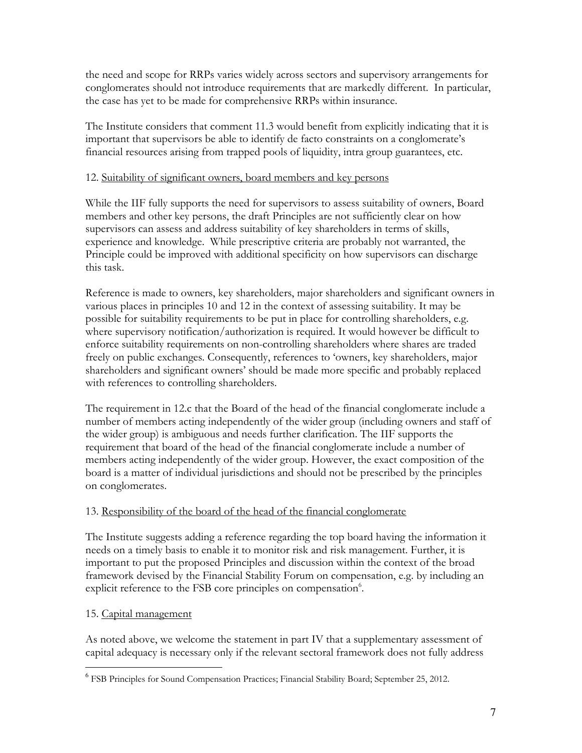the need and scope for RRPs varies widely across sectors and supervisory arrangements for conglomerates should not introduce requirements that are markedly different. In particular, the case has yet to be made for comprehensive RRPs within insurance.

The Institute considers that comment 11.3 would benefit from explicitly indicating that it is important that supervisors be able to identify de facto constraints on a conglomerate's financial resources arising from trapped pools of liquidity, intra group guarantees, etc.

12. Suitability of significant owners, board members and key persons

While the IIF fully supports the need for supervisors to assess suitability of owners, Board members and other key persons, the draft Principles are not sufficiently clear on how supervisors can assess and address suitability of key shareholders in terms of skills, experience and knowledge. While prescriptive criteria are probably not warranted, the Principle could be improved with additional specificity on how supervisors can discharge this task.

Reference is made to owners, key shareholders, major shareholders and significant owners in various places in principles 10 and 12 in the context of assessing suitability. It may be possible for suitability requirements to be put in place for controlling shareholders, e.g. where supervisory notification/authorization is required. It would however be difficult to enforce suitability requirements on non-controlling shareholders where shares are traded freely on public exchanges. Consequently, references to 'owners, key shareholders, major shareholders and significant owners' should be made more specific and probably replaced with references to controlling shareholders.

The requirement in 12.c that the Board of the head of the financial conglomerate include a number of members acting independently of the wider group (including owners and staff of the wider group) is ambiguous and needs further clarification. The IIF supports the requirement that board of the head of the financial conglomerate include a number of members acting independently of the wider group. However, the exact composition of the board is a matter of individual jurisdictions and should not be prescribed by the principles on conglomerates.

13. Responsibility of the board of the head of the financial conglomerate

The Institute suggests adding a reference regarding the top board having the information it needs on a timely basis to enable it to monitor risk and risk management. Further, it is important to put the proposed Principles and discussion within the context of the broad framework devised by the Financial Stability Forum on compensation, e.g. by including an explicit reference to the FSB core principles on compensation[6].

15. Capital management

As noted above, we welcome the statement in part IV that a supplementary assessment of capital adequacy is necessary only if the relevant sectoral framework does not fully address

[6] FSB Principles for Sound Compensation Practices; Financial Stability Board; September 25, 2012.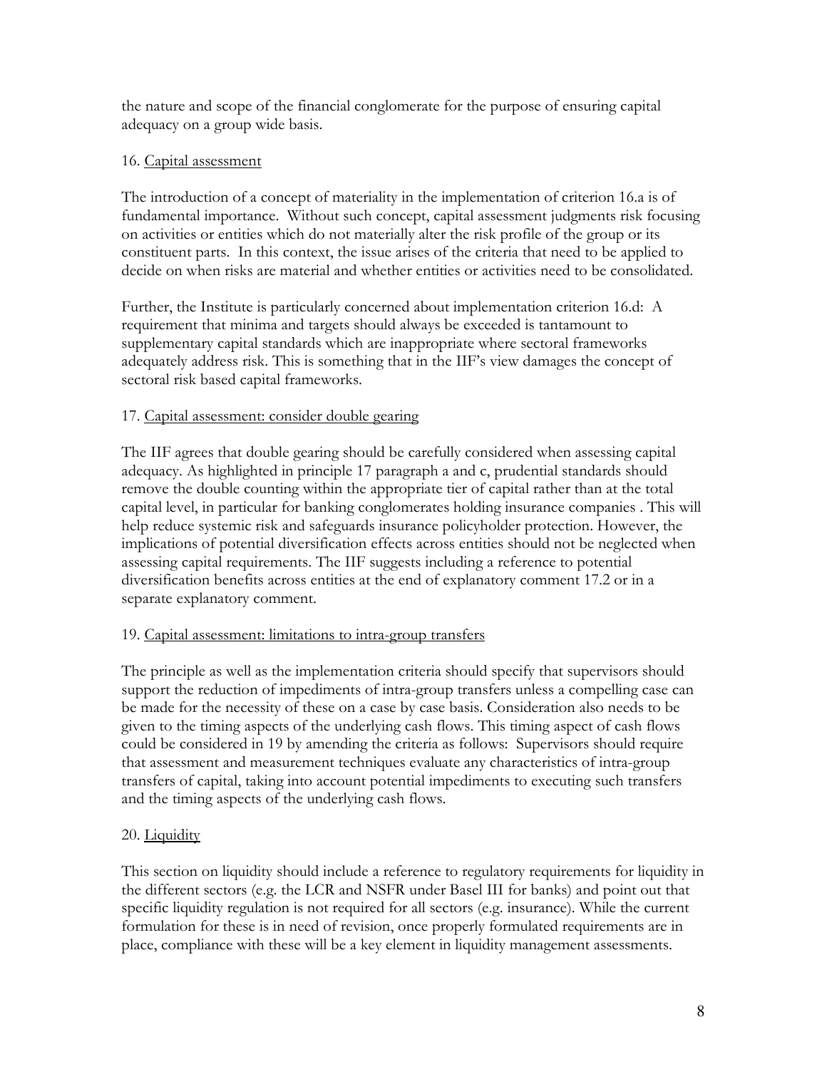the nature and scope of the financial conglomerate for the purpose of ensuring capital adequacy on a group wide basis.

16. <u>Capital assessment</u>

The introduction of a concept of materiality in the implementation of criterion 16.a is of fundamental importance. Without such concept, capital assessment judgments risk focusing on activities or entities which do not materially alter the risk profile of the group or its constituent parts. In this context, the issue arises of the criteria that need to be applied to decide on when risks are material and whether entities or activities need to be consolidated.

Further, the Institute is particularly concerned about implementation criterion 16.d: A requirement that minima and targets should always be exceeded is tantamount to supplementary capital standards which are inappropriate where sectoral frameworks adequately address risk. This is something that in the IIF's view damages the concept of sectoral risk based capital frameworks.

17. <u>Capital assessment: consider double gearing</u>

The IIF agrees that double gearing should be carefully considered when assessing capital adequacy. As highlighted in principle 17 paragraph a and c, prudential standards should remove the double counting within the appropriate tier of capital rather than at the total capital level, in particular for banking conglomerates holding insurance companies . This will help reduce systemic risk and safeguards insurance policyholder protection. However, the implications of potential diversification effects across entities should not be neglected when assessing capital requirements. The IIF suggests including a reference to potential diversification benefits across entities at the end of explanatory comment 17.2 or in a separate explanatory comment.

19. <u>Capital assessment: limitations to intra-group transfers</u>

The principle as well as the implementation criteria should specify that supervisors should support the reduction of impediments of intra-group transfers unless a compelling case can be made for the necessity of these on a case by case basis. Consideration also needs to be given to the timing aspects of the underlying cash flows. This timing aspect of cash flows could be considered in 19 by amending the criteria as follows: Supervisors should require that assessment and measurement techniques evaluate any characteristics of intra-group transfers of capital, taking into account potential impediments to executing such transfers and the timing aspects of the underlying cash flows.

20. <u>Liquidity</u>

This section on liquidity should include a reference to regulatory requirements for liquidity in the different sectors (e.g. the LCR and NSFR under Basel III for banks) and point out that specific liquidity regulation is not required for all sectors (e.g. insurance). While the current formulation for these is in need of revision, once properly formulated requirements are in place, compliance with these will be a key element in liquidity management assessments.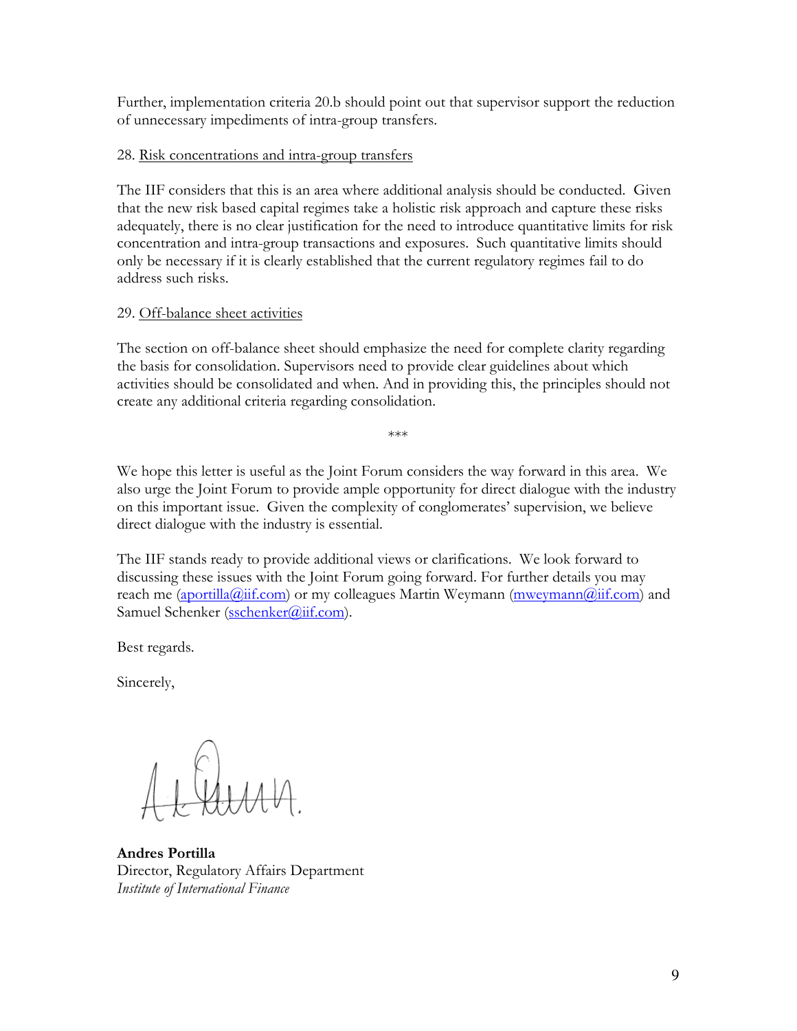Further, implementation criteria 20.b should point out that supervisor support the reduction of unnecessary impediments of intra-group transfers.

28. <u>Risk concentrations and intra-group transfers</u>

The IIF considers that this is an area where additional analysis should be conducted. Given that the new risk based capital regimes take a holistic risk approach and capture these risks adequately, there is no clear justification for the need to introduce quantitative limits for risk concentration and intra-group transactions and exposures. Such quantitative limits should only be necessary if it is clearly established that the current regulatory regimes fail to do address such risks.

29. <u>Off-balance sheet activities</u>

The section on off-balance sheet should emphasize the need for complete clarity regarding the basis for consolidation. Supervisors need to provide clear guidelines about which activities should be consolidated and when. And in providing this, the principles should not create any additional criteria regarding consolidation.

\*\*\*

We hope this letter is useful as the Joint Forum considers the way forward in this area. We also urge the Joint Forum to provide ample opportunity for direct dialogue with the industry on this important issue. Given the complexity of conglomerates' supervision, we believe direct dialogue with the industry is essential.

The IIF stands ready to provide additional views or clarifications. We look forward to discussing these issues with the Joint Forum going forward. For further details you may reach me (aportilla@iif.com) or my colleagues Martin Weymann (mweymann@iif.com) and Samuel Schenker (sschenker@iif.com).

Best regards.

Sincerely,

**Andres Portilla**
Director, Regulatory Affairs Department
*Institute of International Finance*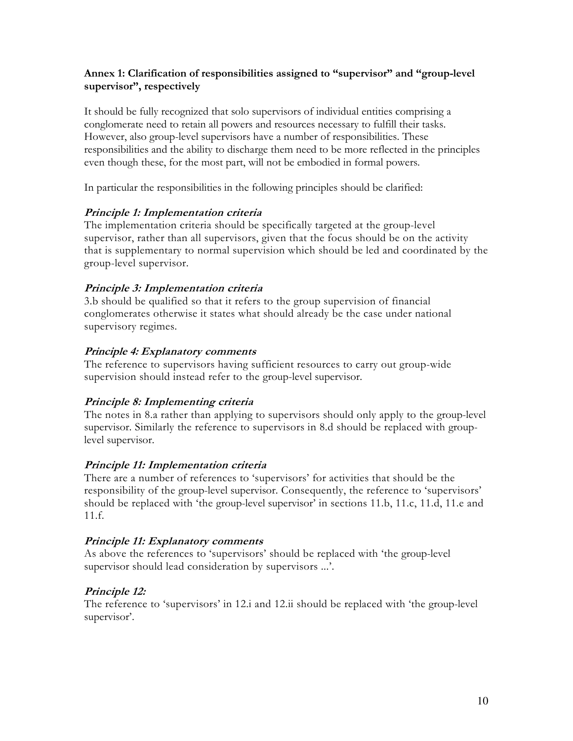## Annex 1: Clarification of responsibilities assigned to "supervisor" and "group-level supervisor", respectively

It should be fully recognized that solo supervisors of individual entities comprising a conglomerate need to retain all powers and resources necessary to fulfill their tasks. However, also group-level supervisors have a number of responsibilities. These responsibilities and the ability to discharge them need to be more reflected in the principles even though these, for the most part, will not be embodied in formal powers.

In particular the responsibilities in the following principles should be clarified:

### *Principle 1: Implementation criteria*

The implementation criteria should be specifically targeted at the group-level supervisor, rather than all supervisors, given that the focus should be on the activity that is supplementary to normal supervision which should be led and coordinated by the group-level supervisor.

### *Principle 3: Implementation criteria*

3.b should be qualified so that it refers to the group supervision of financial conglomerates otherwise it states what should already be the case under national supervisory regimes.

### *Principle 4: Explanatory comments*

The reference to supervisors having sufficient resources to carry out group-wide supervision should instead refer to the group-level supervisor.

### *Principle 8: Implementing criteria*

The notes in 8.a rather than applying to supervisors should only apply to the group-level supervisor. Similarly the reference to supervisors in 8.d should be replaced with group-level supervisor.

### *Principle 11: Implementation criteria*

There are a number of references to 'supervisors' for activities that should be the responsibility of the group-level supervisor. Consequently, the reference to 'supervisors' should be replaced with 'the group-level supervisor' in sections 11.b, 11.c, 11.d, 11.e and 11.f.

### *Principle 11: Explanatory comments*

As above the references to 'supervisors' should be replaced with 'the group-level supervisor should lead consideration by supervisors ...'.

### *Principle 12:*

The reference to 'supervisors' in 12.i and 12.ii should be replaced with 'the group-level supervisor'.